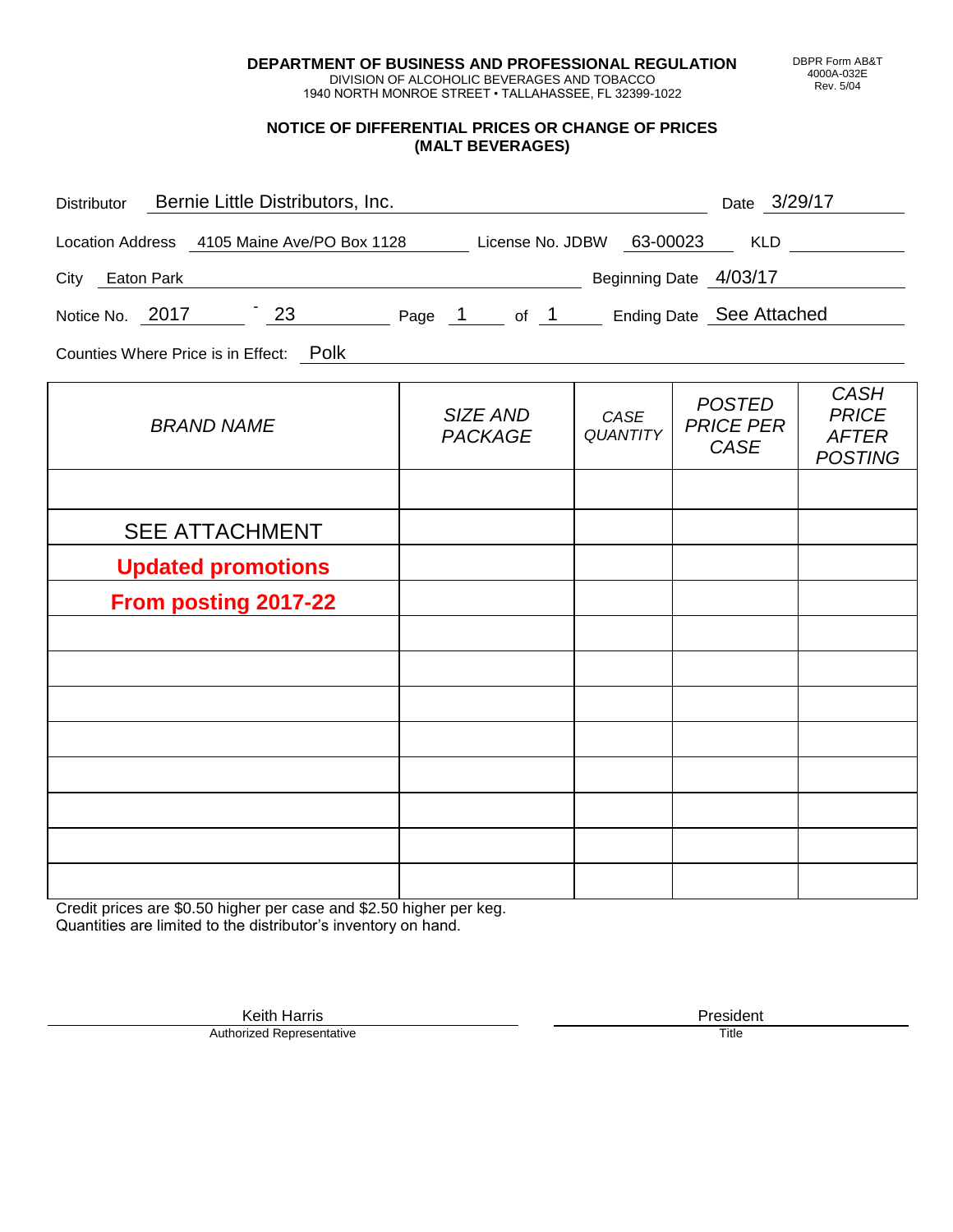**DEPARTMENT OF BUSINESS AND PROFESSIONAL REGULATION**
DIVISION OF ALCOHOLIC BEVERAGES AND TOBACCO
1940 NORTH MONROE STREET • TALLAHASSEE, FL 32399-1022

DBPR Form AB&T
4000A-032E
Rev. 5/04

## NOTICE OF DIFFERENTIAL PRICES OR CHANGE OF PRICES (MALT BEVERAGES)

Distributor: Bernie Little Distributors, Inc. — Date: 3/29/17

Location Address: 4105 Maine Ave/PO Box 1128 — License No. JDBW: 63-00023 — KLD: 

City: Eaton Park — Beginning Date: 4/03/17

Notice No. 2017 - 23 — Page 1 of 1 — Ending Date: See Attached

Counties Where Price is in Effect: Polk

| *BRAND NAME* | *SIZE AND PACKAGE* | *CASE QUANTITY* | *POSTED PRICE PER CASE* | *CASH PRICE AFTER POSTING* |
|---|---|---|---|---|
| | | | | |
| SEE ATTACHMENT | | | | |
| **Updated promotions** | | | | |
| **From posting 2017-22** | | | | |
| | | | | |
| | | | | |
| | | | | |
| | | | | |
| | | | | |
| | | | | |
| | | | | |
| | | | | |

Credit prices are $0.50 higher per case and $2.50 higher per keg.
Quantities are limited to the distributor's inventory on hand.

Keith Harris
Authorized Representative

President
Title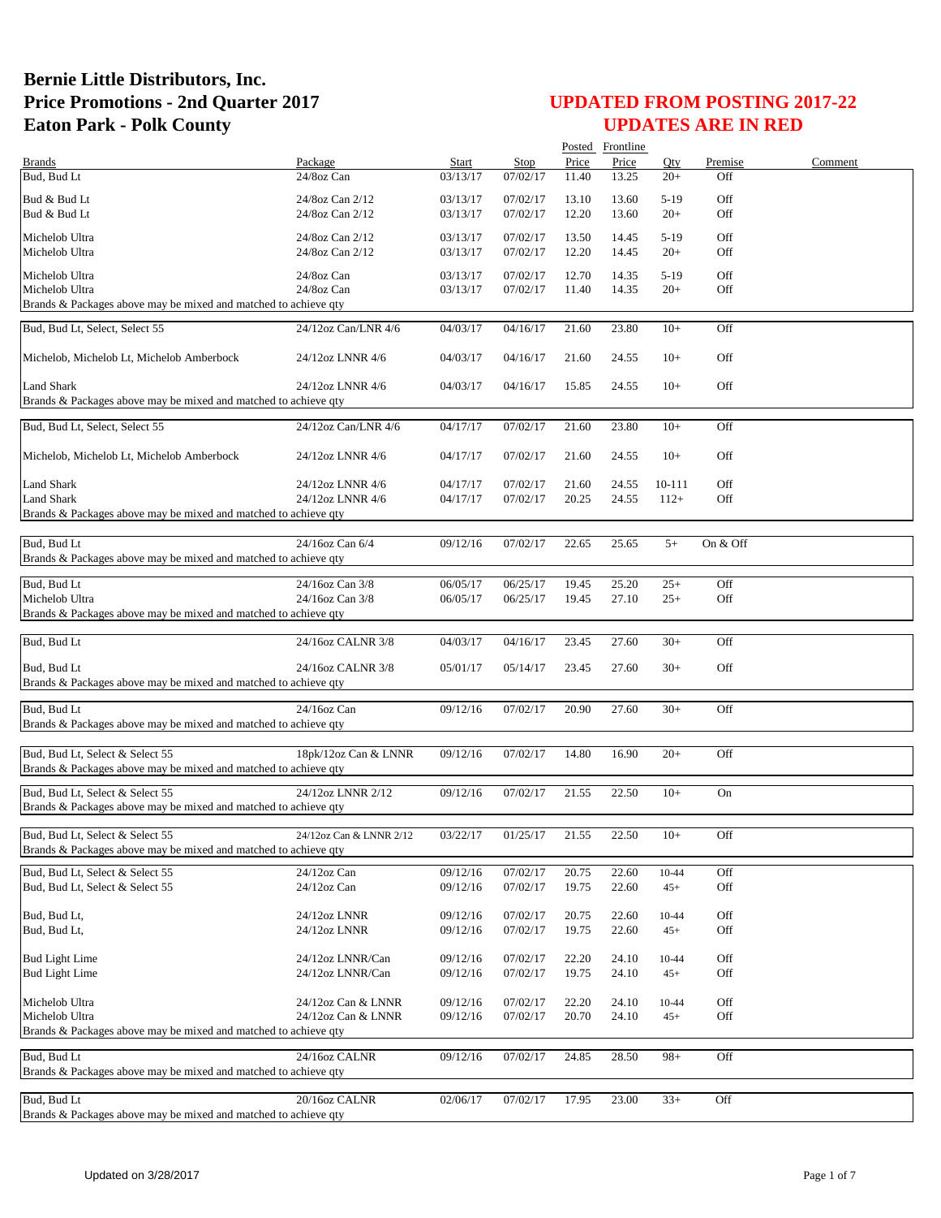# Bernie Little Distributors, Inc.
# Price Promotions - 2nd Quarter 2017
# Eaton Park - Polk County

## UPDATED FROM POSTING 2017-22
## UPDATES ARE IN RED

| Brands | Package | Start | Stop | Posted Price | Frontline Price | Qty | Premise | Comment |
|---|---|---|---|---|---|---|---|---|
| Bud, Bud Lt | 24/8oz Can | 03/13/17 | 07/02/17 | 11.40 | 13.25 | 20+ | Off | |
| Bud & Bud Lt | 24/8oz Can 2/12 | 03/13/17 | 07/02/17 | 13.10 | 13.60 | 5-19 | Off | |
| Bud & Bud Lt | 24/8oz Can 2/12 | 03/13/17 | 07/02/17 | 12.20 | 13.60 | 20+ | Off | |
| Michelob Ultra | 24/8oz Can 2/12 | 03/13/17 | 07/02/17 | 13.50 | 14.45 | 5-19 | Off | |
| Michelob Ultra | 24/8oz Can 2/12 | 03/13/17 | 07/02/17 | 12.20 | 14.45 | 20+ | Off | |
| Michelob Ultra | 24/8oz Can | 03/13/17 | 07/02/17 | 12.70 | 14.35 | 5-19 | Off | |
| Michelob Ultra | 24/8oz Can | 03/13/17 | 07/02/17 | 11.40 | 14.35 | 20+ | Off | |
| Brands & Packages above may be mixed and matched to achieve qty | | | | | | | | |
| Bud, Bud Lt, Select, Select 55 | 24/12oz Can/LNR 4/6 | 04/03/17 | 04/16/17 | 21.60 | 23.80 | 10+ | Off | |
| Michelob, Michelob Lt, Michelob Amberbock | 24/12oz LNNR 4/6 | 04/03/17 | 04/16/17 | 21.60 | 24.55 | 10+ | Off | |
| Land Shark | 24/12oz LNNR 4/6 | 04/03/17 | 04/16/17 | 15.85 | 24.55 | 10+ | Off | |
| Brands & Packages above may be mixed and matched to achieve qty | | | | | | | | |
| Bud, Bud Lt, Select, Select 55 | 24/12oz Can/LNR 4/6 | 04/17/17 | 07/02/17 | 21.60 | 23.80 | 10+ | Off | |
| Michelob, Michelob Lt, Michelob Amberbock | 24/12oz LNNR 4/6 | 04/17/17 | 07/02/17 | 21.60 | 24.55 | 10+ | Off | |
| Land Shark | 24/12oz LNNR 4/6 | 04/17/17 | 07/02/17 | 21.60 | 24.55 | 10-111 | Off | |
| Land Shark | 24/12oz LNNR 4/6 | 04/17/17 | 07/02/17 | 20.25 | 24.55 | 112+ | Off | |
| Brands & Packages above may be mixed and matched to achieve qty | | | | | | | | |
| Bud, Bud Lt | 24/16oz Can 6/4 | 09/12/16 | 07/02/17 | 22.65 | 25.65 | 5+ | On & Off | |
| Brands & Packages above may be mixed and matched to achieve qty | | | | | | | | |
| Bud, Bud Lt | 24/16oz Can 3/8 | 06/05/17 | 06/25/17 | 19.45 | 25.20 | 25+ | Off | |
| Michelob Ultra | 24/16oz Can 3/8 | 06/05/17 | 06/25/17 | 19.45 | 27.10 | 25+ | Off | |
| Brands & Packages above may be mixed and matched to achieve qty | | | | | | | | |
| Bud, Bud Lt | 24/16oz CALNR 3/8 | 04/03/17 | 04/16/17 | 23.45 | 27.60 | 30+ | Off | |
| Bud, Bud Lt | 24/16oz CALNR 3/8 | 05/01/17 | 05/14/17 | 23.45 | 27.60 | 30+ | Off | |
| Brands & Packages above may be mixed and matched to achieve qty | | | | | | | | |
| Bud, Bud Lt | 24/16oz Can | 09/12/16 | 07/02/17 | 20.90 | 27.60 | 30+ | Off | |
| Brands & Packages above may be mixed and matched to achieve qty | | | | | | | | |
| Bud, Bud Lt, Select & Select 55 | 18pk/12oz Can & LNNR | 09/12/16 | 07/02/17 | 14.80 | 16.90 | 20+ | Off | |
| Brands & Packages above may be mixed and matched to achieve qty | | | | | | | | |
| Bud, Bud Lt, Select & Select 55 | 24/12oz LNNR 2/12 | 09/12/16 | 07/02/17 | 21.55 | 22.50 | 10+ | On | |
| Brands & Packages above may be mixed and matched to achieve qty | | | | | | | | |
| Bud, Bud Lt, Select & Select 55 | 24/12oz Can & LNNR 2/12 | 03/22/17 | 01/25/17 | 21.55 | 22.50 | 10+ | Off | |
| Brands & Packages above may be mixed and matched to achieve qty | | | | | | | | |
| Bud, Bud Lt, Select & Select 55 | 24/12oz Can | 09/12/16 | 07/02/17 | 20.75 | 22.60 | 10-44 | Off | |
| Bud, Bud Lt, Select & Select 55 | 24/12oz Can | 09/12/16 | 07/02/17 | 19.75 | 22.60 | 45+ | Off | |
| Bud, Bud Lt, | 24/12oz LNNR | 09/12/16 | 07/02/17 | 20.75 | 22.60 | 10-44 | Off | |
| Bud, Bud Lt, | 24/12oz LNNR | 09/12/16 | 07/02/17 | 19.75 | 22.60 | 45+ | Off | |
| Bud Light Lime | 24/12oz LNNR/Can | 09/12/16 | 07/02/17 | 22.20 | 24.10 | 10-44 | Off | |
| Bud Light Lime | 24/12oz LNNR/Can | 09/12/16 | 07/02/17 | 19.75 | 24.10 | 45+ | Off | |
| Michelob Ultra | 24/12oz Can & LNNR | 09/12/16 | 07/02/17 | 22.20 | 24.10 | 10-44 | Off | |
| Michelob Ultra | 24/12oz Can & LNNR | 09/12/16 | 07/02/17 | 20.70 | 24.10 | 45+ | Off | |
| Brands & Packages above may be mixed and matched to achieve qty | | | | | | | | |
| Bud, Bud Lt | 24/16oz CALNR | 09/12/16 | 07/02/17 | 24.85 | 28.50 | 98+ | Off | |
| Brands & Packages above may be mixed and matched to achieve qty | | | | | | | | |
| Bud, Bud Lt | 20/16oz CALNR | 02/06/17 | 07/02/17 | 17.95 | 23.00 | 33+ | Off | |
| Brands & Packages above may be mixed and matched to achieve qty | | | | | | | | |

Updated on 3/28/2017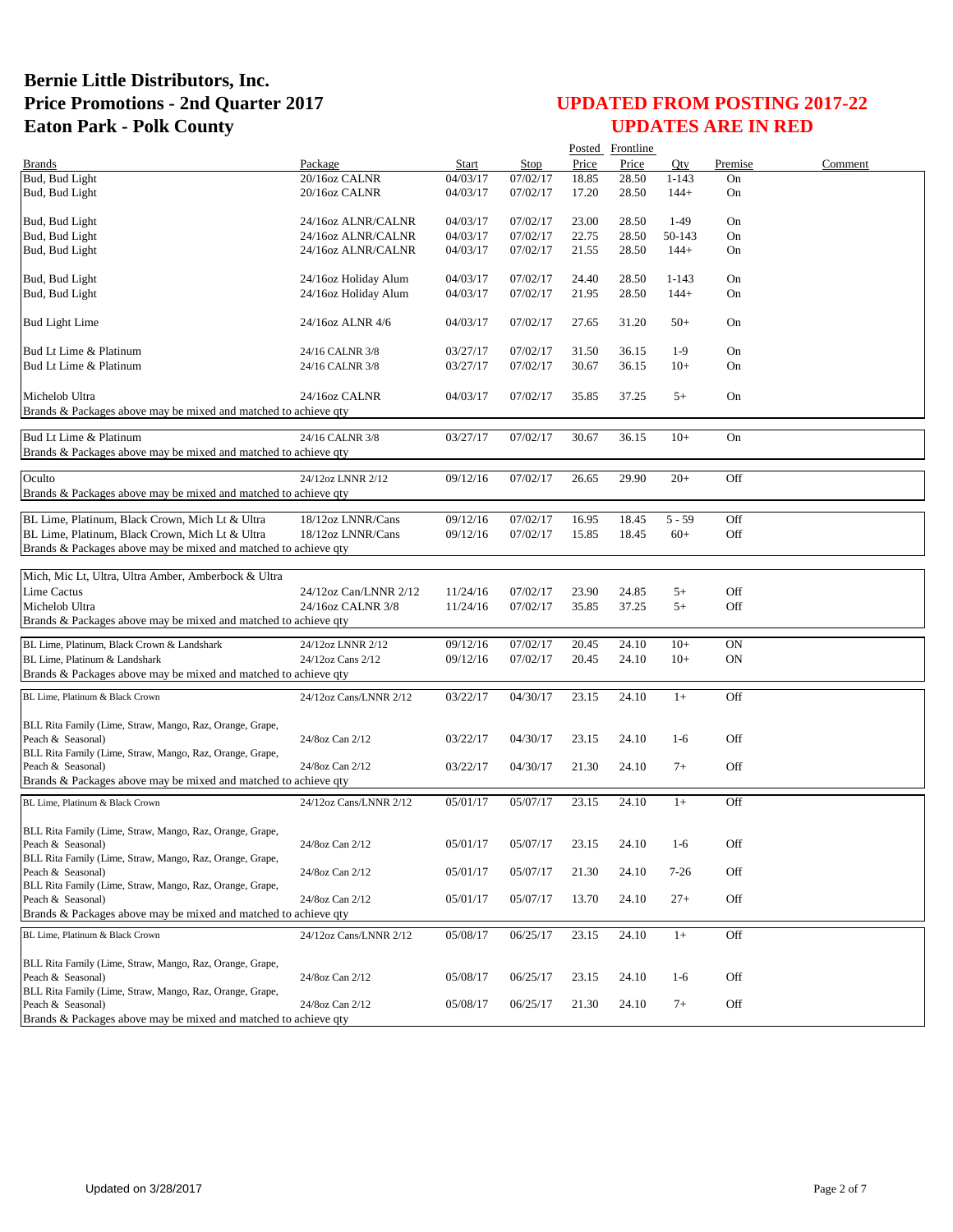# Bernie Little Distributors, Inc.
# Price Promotions - 2nd Quarter 2017
# Eaton Park - Polk County

## UPDATED FROM POSTING 2017-22
## UPDATES ARE IN RED

| Brands | Package | Start | Stop | Posted Price | Frontline Price | Qty | Premise | Comment |
|---|---|---|---|---|---|---|---|---|
| Bud, Bud Light | 20/16oz CALNR | 04/03/17 | 07/02/17 | 18.85 | 28.50 | 1-143 | On | |
| Bud, Bud Light | 20/16oz CALNR | 04/03/17 | 07/02/17 | 17.20 | 28.50 | 144+ | On | |
| Bud, Bud Light | 24/16oz ALNR/CALNR | 04/03/17 | 07/02/17 | 23.00 | 28.50 | 1-49 | On | |
| Bud, Bud Light | 24/16oz ALNR/CALNR | 04/03/17 | 07/02/17 | 22.75 | 28.50 | 50-143 | On | |
| Bud, Bud Light | 24/16oz ALNR/CALNR | 04/03/17 | 07/02/17 | 21.55 | 28.50 | 144+ | On | |
| Bud, Bud Light | 24/16oz Holiday Alum | 04/03/17 | 07/02/17 | 24.40 | 28.50 | 1-143 | On | |
| Bud, Bud Light | 24/16oz Holiday Alum | 04/03/17 | 07/02/17 | 21.95 | 28.50 | 144+ | On | |
| Bud Light Lime | 24/16oz ALNR 4/6 | 04/03/17 | 07/02/17 | 27.65 | 31.20 | 50+ | On | |
| Bud Lt Lime & Platinum | 24/16 CALNR 3/8 | 03/27/17 | 07/02/17 | 31.50 | 36.15 | 1-9 | On | |
| Bud Lt Lime & Platinum | 24/16 CALNR 3/8 | 03/27/17 | 07/02/17 | 30.67 | 36.15 | 10+ | On | |
| Michelob Ultra | 24/16oz CALNR | 04/03/17 | 07/02/17 | 35.85 | 37.25 | 5+ | On | |
| Brands & Packages above may be mixed and matched to achieve qty | | | | | | | | |
| Bud Lt Lime & Platinum | 24/16 CALNR 3/8 | 03/27/17 | 07/02/17 | 30.67 | 36.15 | 10+ | On | |
| Brands & Packages above may be mixed and matched to achieve qty | | | | | | | | |
| Oculto | 24/12oz LNNR 2/12 | 09/12/16 | 07/02/17 | 26.65 | 29.90 | 20+ | Off | |
| Brands & Packages above may be mixed and matched to achieve qty | | | | | | | | |
| BL Lime, Platinum, Black Crown, Mich Lt & Ultra | 18/12oz LNNR/Cans | 09/12/16 | 07/02/17 | 16.95 | 18.45 | 5 - 59 | Off | |
| BL Lime, Platinum, Black Crown, Mich Lt & Ultra | 18/12oz LNNR/Cans | 09/12/16 | 07/02/17 | 15.85 | 18.45 | 60+ | Off | |
| Brands & Packages above may be mixed and matched to achieve qty | | | | | | | | |
| Mich, Mic Lt, Ultra, Ultra Amber, Amberbock & Ultra Lime Cactus | 24/12oz Can/LNNR 2/12 | 11/24/16 | 07/02/17 | 23.90 | 24.85 | 5+ | Off | |
| Michelob Ultra | 24/16oz CALNR 3/8 | 11/24/16 | 07/02/17 | 35.85 | 37.25 | 5+ | Off | |
| Brands & Packages above may be mixed and matched to achieve qty | | | | | | | | |
| BL Lime, Platinum, Black Crown & Landshark | 24/12oz LNNR 2/12 | 09/12/16 | 07/02/17 | 20.45 | 24.10 | 10+ | ON | |
| BL Lime, Platinum & Landshark | 24/12oz Cans 2/12 | 09/12/16 | 07/02/17 | 20.45 | 24.10 | 10+ | ON | |
| Brands & Packages above may be mixed and matched to achieve qty | | | | | | | | |
| BL Lime, Platinum & Black Crown | 24/12oz Cans/LNNR 2/12 | 03/22/17 | 04/30/17 | 23.15 | 24.10 | 1+ | Off | |
| BLL Rita Family (Lime, Straw, Mango, Raz, Orange, Grape, Peach & Seasonal) | 24/8oz Can 2/12 | 03/22/17 | 04/30/17 | 23.15 | 24.10 | 1-6 | Off | |
| BLL Rita Family (Lime, Straw, Mango, Raz, Orange, Grape, Peach & Seasonal) | 24/8oz Can 2/12 | 03/22/17 | 04/30/17 | 21.30 | 24.10 | 7+ | Off | |
| Brands & Packages above may be mixed and matched to achieve qty | | | | | | | | |
| BL Lime, Platinum & Black Crown | 24/12oz Cans/LNNR 2/12 | 05/01/17 | 05/07/17 | 23.15 | 24.10 | 1+ | Off | |
| BLL Rita Family (Lime, Straw, Mango, Raz, Orange, Grape, Peach & Seasonal) | 24/8oz Can 2/12 | 05/01/17 | 05/07/17 | 23.15 | 24.10 | 1-6 | Off | |
| BLL Rita Family (Lime, Straw, Mango, Raz, Orange, Grape, Peach & Seasonal) | 24/8oz Can 2/12 | 05/01/17 | 05/07/17 | 21.30 | 24.10 | 7-26 | Off | |
| BLL Rita Family (Lime, Straw, Mango, Raz, Orange, Grape, Peach & Seasonal) | 24/8oz Can 2/12 | 05/01/17 | 05/07/17 | 13.70 | 24.10 | 27+ | Off | |
| Brands & Packages above may be mixed and matched to achieve qty | | | | | | | | |
| BL Lime, Platinum & Black Crown | 24/12oz Cans/LNNR 2/12 | 05/08/17 | 06/25/17 | 23.15 | 24.10 | 1+ | Off | |
| BLL Rita Family (Lime, Straw, Mango, Raz, Orange, Grape, Peach & Seasonal) | 24/8oz Can 2/12 | 05/08/17 | 06/25/17 | 23.15 | 24.10 | 1-6 | Off | |
| BLL Rita Family (Lime, Straw, Mango, Raz, Orange, Grape, Peach & Seasonal) | 24/8oz Can 2/12 | 05/08/17 | 06/25/17 | 21.30 | 24.10 | 7+ | Off | |
| Brands & Packages above may be mixed and matched to achieve qty | | | | | | | | |

Updated on 3/28/2017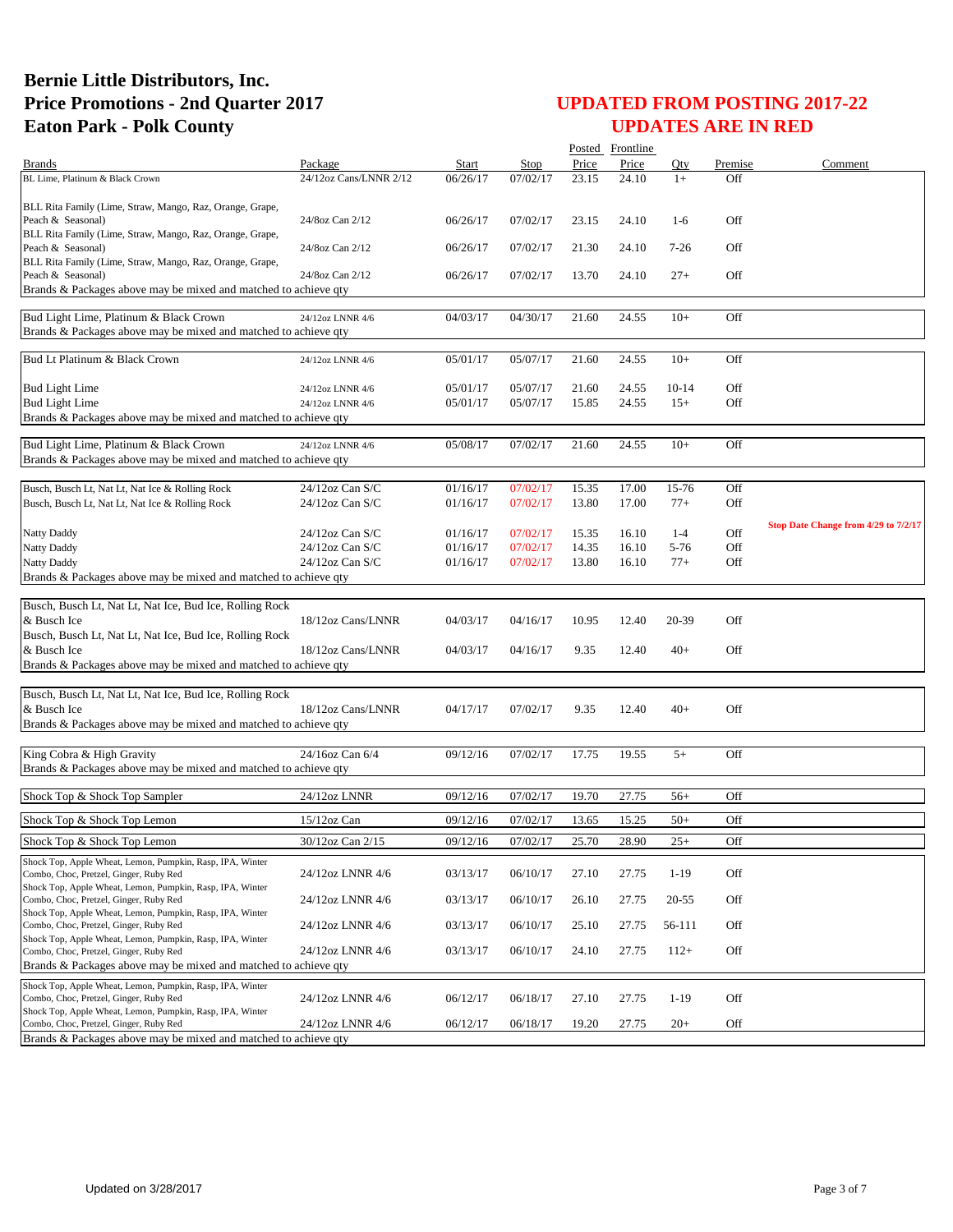# Bernie Little Distributors, Inc.
# Price Promotions - 2nd Quarter 2017
# Eaton Park - Polk County

## UPDATED FROM POSTING 2017-22
## UPDATES ARE IN RED

| Brands | Package | Start | Stop | Posted Price | Frontline Price | Qty | Premise | Comment |
|---|---|---|---|---|---|---|---|---|
| BL Lime, Platinum & Black Crown | 24/12oz Cans/LNNR 2/12 | 06/26/17 | 07/02/17 | 23.15 | 24.10 | 1+ | Off | |
| BLL Rita Family (Lime, Straw, Mango, Raz, Orange, Grape, Peach & Seasonal) | 24/8oz Can 2/12 | 06/26/17 | 07/02/17 | 23.15 | 24.10 | 1-6 | Off | |
| BLL Rita Family (Lime, Straw, Mango, Raz, Orange, Grape, Peach & Seasonal) | 24/8oz Can 2/12 | 06/26/17 | 07/02/17 | 21.30 | 24.10 | 7-26 | Off | |
| BLL Rita Family (Lime, Straw, Mango, Raz, Orange, Grape, Peach & Seasonal) | 24/8oz Can 2/12 | 06/26/17 | 07/02/17 | 13.70 | 24.10 | 27+ | Off | |
| Brands & Packages above may be mixed and matched to achieve qty | | | | | | | | |
| Bud Light Lime, Platinum & Black Crown | 24/12oz LNNR 4/6 | 04/03/17 | 04/30/17 | 21.60 | 24.55 | 10+ | Off | |
| Brands & Packages above may be mixed and matched to achieve qty | | | | | | | | |
| Bud Lt Platinum & Black Crown | 24/12oz LNNR 4/6 | 05/01/17 | 05/07/17 | 21.60 | 24.55 | 10+ | Off | |
| Bud Light Lime | 24/12oz LNNR 4/6 | 05/01/17 | 05/07/17 | 21.60 | 24.55 | 10-14 | Off | |
| Bud Light Lime | 24/12oz LNNR 4/6 | 05/01/17 | 05/07/17 | 15.85 | 24.55 | 15+ | Off | |
| Brands & Packages above may be mixed and matched to achieve qty | | | | | | | | |
| Bud Light Lime, Platinum & Black Crown | 24/12oz LNNR 4/6 | 05/08/17 | 07/02/17 | 21.60 | 24.55 | 10+ | Off | |
| Brands & Packages above may be mixed and matched to achieve qty | | | | | | | | |
| Busch, Busch Lt, Nat Lt, Nat Ice & Rolling Rock | 24/12oz Can S/C | 01/16/17 | 07/02/17 | 15.35 | 17.00 | 15-76 | Off | |
| Busch, Busch Lt, Nat Lt, Nat Ice & Rolling Rock | 24/12oz Can S/C | 01/16/17 | 07/02/17 | 13.80 | 17.00 | 77+ | Off | |
| Natty Daddy | 24/12oz Can S/C | 01/16/17 | 07/02/17 | 15.35 | 16.10 | 1-4 | Off | Stop Date Change from 4/29 to 7/2/17 |
| Natty Daddy | 24/12oz Can S/C | 01/16/17 | 07/02/17 | 14.35 | 16.10 | 5-76 | Off | |
| Natty Daddy | 24/12oz Can S/C | 01/16/17 | 07/02/17 | 13.80 | 16.10 | 77+ | Off | |
| Brands & Packages above may be mixed and matched to achieve qty | | | | | | | | |
| Busch, Busch Lt, Nat Lt, Nat Ice, Bud Ice, Rolling Rock & Busch Ice | 18/12oz Cans/LNNR | 04/03/17 | 04/16/17 | 10.95 | 12.40 | 20-39 | Off | |
| Busch, Busch Lt, Nat Lt, Nat Ice, Bud Ice, Rolling Rock & Busch Ice | 18/12oz Cans/LNNR | 04/03/17 | 04/16/17 | 9.35 | 12.40 | 40+ | Off | |
| Brands & Packages above may be mixed and matched to achieve qty | | | | | | | | |
| Busch, Busch Lt, Nat Lt, Nat Ice, Bud Ice, Rolling Rock & Busch Ice | 18/12oz Cans/LNNR | 04/17/17 | 07/02/17 | 9.35 | 12.40 | 40+ | Off | |
| Brands & Packages above may be mixed and matched to achieve qty | | | | | | | | |
| King Cobra & High Gravity | 24/16oz Can 6/4 | 09/12/16 | 07/02/17 | 17.75 | 19.55 | 5+ | Off | |
| Brands & Packages above may be mixed and matched to achieve qty | | | | | | | | |
| Shock Top & Shock Top Sampler | 24/12oz LNNR | 09/12/16 | 07/02/17 | 19.70 | 27.75 | 56+ | Off | |
| Shock Top & Shock Top Lemon | 15/12oz Can | 09/12/16 | 07/02/17 | 13.65 | 15.25 | 50+ | Off | |
| Shock Top & Shock Top Lemon | 30/12oz Can 2/15 | 09/12/16 | 07/02/17 | 25.70 | 28.90 | 25+ | Off | |
| Shock Top, Apple Wheat, Lemon, Pumpkin, Rasp, IPA, Winter Combo, Choc, Pretzel, Ginger, Ruby Red | 24/12oz LNNR 4/6 | 03/13/17 | 06/10/17 | 27.10 | 27.75 | 1-19 | Off | |
| Shock Top, Apple Wheat, Lemon, Pumpkin, Rasp, IPA, Winter Combo, Choc, Pretzel, Ginger, Ruby Red | 24/12oz LNNR 4/6 | 03/13/17 | 06/10/17 | 26.10 | 27.75 | 20-55 | Off | |
| Shock Top, Apple Wheat, Lemon, Pumpkin, Rasp, IPA, Winter Combo, Choc, Pretzel, Ginger, Ruby Red | 24/12oz LNNR 4/6 | 03/13/17 | 06/10/17 | 25.10 | 27.75 | 56-111 | Off | |
| Shock Top, Apple Wheat, Lemon, Pumpkin, Rasp, IPA, Winter Combo, Choc, Pretzel, Ginger, Ruby Red | 24/12oz LNNR 4/6 | 03/13/17 | 06/10/17 | 24.10 | 27.75 | 112+ | Off | |
| Brands & Packages above may be mixed and matched to achieve qty | | | | | | | | |
| Shock Top, Apple Wheat, Lemon, Pumpkin, Rasp, IPA, Winter Combo, Choc, Pretzel, Ginger, Ruby Red | 24/12oz LNNR 4/6 | 06/12/17 | 06/18/17 | 27.10 | 27.75 | 1-19 | Off | |
| Shock Top, Apple Wheat, Lemon, Pumpkin, Rasp, IPA, Winter Combo, Choc, Pretzel, Ginger, Ruby Red | 24/12oz LNNR 4/6 | 06/12/17 | 06/18/17 | 19.20 | 27.75 | 20+ | Off | |
| Brands & Packages above may be mixed and matched to achieve qty | | | | | | | | |

Updated on 3/28/2017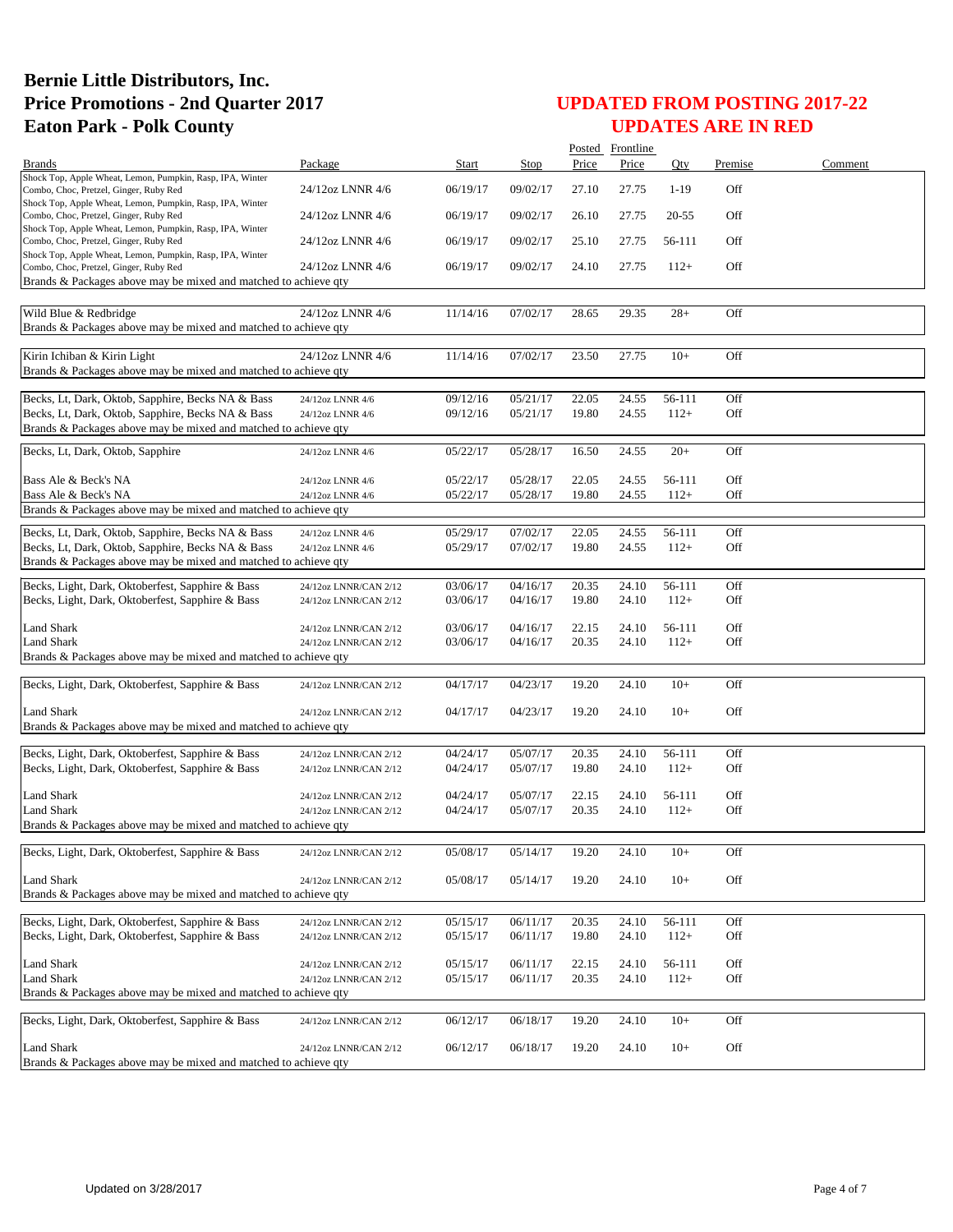# Bernie Little Distributors, Inc.
# Price Promotions - 2nd Quarter 2017
# Eaton Park - Polk County

## UPDATED FROM POSTING 2017-22
## UPDATES ARE IN RED

| Brands | Package | Start | Stop | Posted Price | Frontline Price | Qty | Premise | Comment |
|---|---|---|---|---|---|---|---|---|
| Shock Top, Apple Wheat, Lemon, Pumpkin, Rasp, IPA, Winter Combo, Choc, Pretzel, Ginger, Ruby Red | 24/12oz LNNR 4/6 | 06/19/17 | 09/02/17 | 27.10 | 27.75 | 1-19 | Off | |
| Shock Top, Apple Wheat, Lemon, Pumpkin, Rasp, IPA, Winter Combo, Choc, Pretzel, Ginger, Ruby Red | 24/12oz LNNR 4/6 | 06/19/17 | 09/02/17 | 26.10 | 27.75 | 20-55 | Off | |
| Shock Top, Apple Wheat, Lemon, Pumpkin, Rasp, IPA, Winter Combo, Choc, Pretzel, Ginger, Ruby Red | 24/12oz LNNR 4/6 | 06/19/17 | 09/02/17 | 25.10 | 27.75 | 56-111 | Off | |
| Shock Top, Apple Wheat, Lemon, Pumpkin, Rasp, IPA, Winter Combo, Choc, Pretzel, Ginger, Ruby Red | 24/12oz LNNR 4/6 | 06/19/17 | 09/02/17 | 24.10 | 27.75 | 112+ | Off | |
| Brands & Packages above may be mixed and matched to achieve qty | | | | | | | | |
| Wild Blue & Redbridge | 24/12oz LNNR 4/6 | 11/14/16 | 07/02/17 | 28.65 | 29.35 | 28+ | Off | |
| Brands & Packages above may be mixed and matched to achieve qty | | | | | | | | |
| Kirin Ichiban & Kirin Light | 24/12oz LNNR 4/6 | 11/14/16 | 07/02/17 | 23.50 | 27.75 | 10+ | Off | |
| Brands & Packages above may be mixed and matched to achieve qty | | | | | | | | |
| Becks, Lt, Dark, Oktob, Sapphire, Becks NA & Bass | 24/12oz LNNR 4/6 | 09/12/16 | 05/21/17 | 22.05 | 24.55 | 56-111 | Off | |
| Becks, Lt, Dark, Oktob, Sapphire, Becks NA & Bass | 24/12oz LNNR 4/6 | 09/12/16 | 05/21/17 | 19.80 | 24.55 | 112+ | Off | |
| Brands & Packages above may be mixed and matched to achieve qty | | | | | | | | |
| Becks, Lt, Dark, Oktob, Sapphire | 24/12oz LNNR 4/6 | 05/22/17 | 05/28/17 | 16.50 | 24.55 | 20+ | Off | |
| Bass Ale & Beck's NA | 24/12oz LNNR 4/6 | 05/22/17 | 05/28/17 | 22.05 | 24.55 | 56-111 | Off | |
| Bass Ale & Beck's NA | 24/12oz LNNR 4/6 | 05/22/17 | 05/28/17 | 19.80 | 24.55 | 112+ | Off | |
| Brands & Packages above may be mixed and matched to achieve qty | | | | | | | | |
| Becks, Lt, Dark, Oktob, Sapphire, Becks NA & Bass | 24/12oz LNNR 4/6 | 05/29/17 | 07/02/17 | 22.05 | 24.55 | 56-111 | Off | |
| Becks, Lt, Dark, Oktob, Sapphire, Becks NA & Bass | 24/12oz LNNR 4/6 | 05/29/17 | 07/02/17 | 19.80 | 24.55 | 112+ | Off | |
| Brands & Packages above may be mixed and matched to achieve qty | | | | | | | | |
| Becks, Light, Dark, Oktoberfest, Sapphire & Bass | 24/12oz LNNR/CAN 2/12 | 03/06/17 | 04/16/17 | 20.35 | 24.10 | 56-111 | Off | |
| Becks, Light, Dark, Oktoberfest, Sapphire & Bass | 24/12oz LNNR/CAN 2/12 | 03/06/17 | 04/16/17 | 19.80 | 24.10 | 112+ | Off | |
| Land Shark | 24/12oz LNNR/CAN 2/12 | 03/06/17 | 04/16/17 | 22.15 | 24.10 | 56-111 | Off | |
| Land Shark | 24/12oz LNNR/CAN 2/12 | 03/06/17 | 04/16/17 | 20.35 | 24.10 | 112+ | Off | |
| Brands & Packages above may be mixed and matched to achieve qty | | | | | | | | |
| Becks, Light, Dark, Oktoberfest, Sapphire & Bass | 24/12oz LNNR/CAN 2/12 | 04/17/17 | 04/23/17 | 19.20 | 24.10 | 10+ | Off | |
| Land Shark | 24/12oz LNNR/CAN 2/12 | 04/17/17 | 04/23/17 | 19.20 | 24.10 | 10+ | Off | |
| Brands & Packages above may be mixed and matched to achieve qty | | | | | | | | |
| Becks, Light, Dark, Oktoberfest, Sapphire & Bass | 24/12oz LNNR/CAN 2/12 | 04/24/17 | 05/07/17 | 20.35 | 24.10 | 56-111 | Off | |
| Becks, Light, Dark, Oktoberfest, Sapphire & Bass | 24/12oz LNNR/CAN 2/12 | 04/24/17 | 05/07/17 | 19.80 | 24.10 | 112+ | Off | |
| Land Shark | 24/12oz LNNR/CAN 2/12 | 04/24/17 | 05/07/17 | 22.15 | 24.10 | 56-111 | Off | |
| Land Shark | 24/12oz LNNR/CAN 2/12 | 04/24/17 | 05/07/17 | 20.35 | 24.10 | 112+ | Off | |
| Brands & Packages above may be mixed and matched to achieve qty | | | | | | | | |
| Becks, Light, Dark, Oktoberfest, Sapphire & Bass | 24/12oz LNNR/CAN 2/12 | 05/08/17 | 05/14/17 | 19.20 | 24.10 | 10+ | Off | |
| Land Shark | 24/12oz LNNR/CAN 2/12 | 05/08/17 | 05/14/17 | 19.20 | 24.10 | 10+ | Off | |
| Brands & Packages above may be mixed and matched to achieve qty | | | | | | | | |
| Becks, Light, Dark, Oktoberfest, Sapphire & Bass | 24/12oz LNNR/CAN 2/12 | 05/15/17 | 06/11/17 | 20.35 | 24.10 | 56-111 | Off | |
| Becks, Light, Dark, Oktoberfest, Sapphire & Bass | 24/12oz LNNR/CAN 2/12 | 05/15/17 | 06/11/17 | 19.80 | 24.10 | 112+ | Off | |
| Land Shark | 24/12oz LNNR/CAN 2/12 | 05/15/17 | 06/11/17 | 22.15 | 24.10 | 56-111 | Off | |
| Land Shark | 24/12oz LNNR/CAN 2/12 | 05/15/17 | 06/11/17 | 20.35 | 24.10 | 112+ | Off | |
| Brands & Packages above may be mixed and matched to achieve qty | | | | | | | | |
| Becks, Light, Dark, Oktoberfest, Sapphire & Bass | 24/12oz LNNR/CAN 2/12 | 06/12/17 | 06/18/17 | 19.20 | 24.10 | 10+ | Off | |
| Land Shark | 24/12oz LNNR/CAN 2/12 | 06/12/17 | 06/18/17 | 19.20 | 24.10 | 10+ | Off | |
| Brands & Packages above may be mixed and matched to achieve qty | | | | | | | | |

Updated on 3/28/2017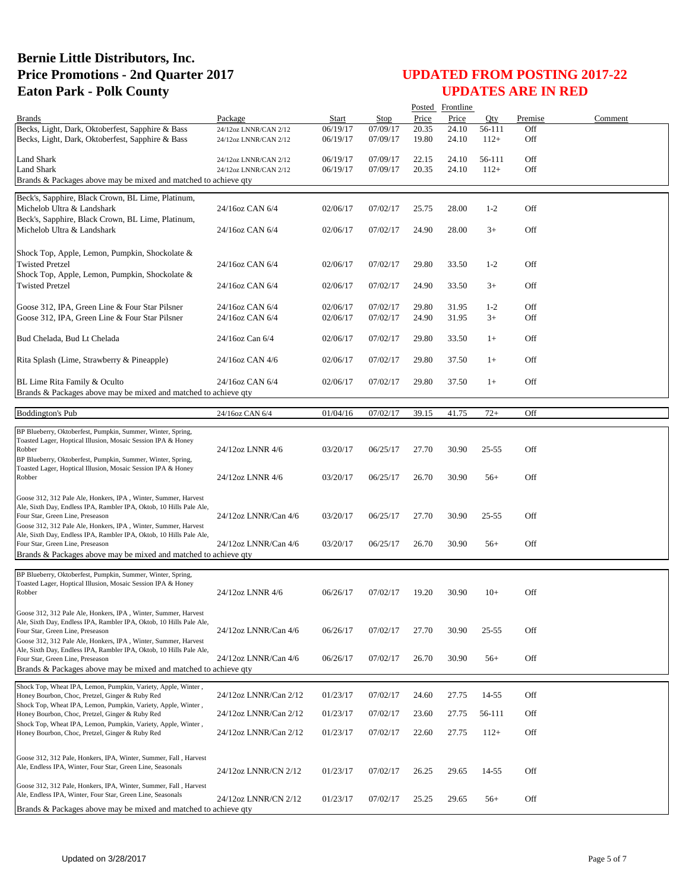# Bernie Little Distributors, Inc.
# Price Promotions - 2nd Quarter 2017
# Eaton Park - Polk County

## UPDATED FROM POSTING 2017-22
## UPDATES ARE IN RED

| Brands | Package | Start | Stop | Posted Price | Frontline Price | Qty | Premise | Comment |
|---|---|---|---|---|---|---|---|---|
| Becks, Light, Dark, Oktoberfest, Sapphire & Bass | 24/12oz LNNR/CAN 2/12 | 06/19/17 | 07/09/17 | 20.35 | 24.10 | 56-111 | Off | |
| Becks, Light, Dark, Oktoberfest, Sapphire & Bass | 24/12oz LNNR/CAN 2/12 | 06/19/17 | 07/09/17 | 19.80 | 24.10 | 112+ | Off | |
| Land Shark | 24/12oz LNNR/CAN 2/12 | 06/19/17 | 07/09/17 | 22.15 | 24.10 | 56-111 | Off | |
| Land Shark | 24/12oz LNNR/CAN 2/12 | 06/19/17 | 07/09/17 | 20.35 | 24.10 | 112+ | Off | |
| Brands & Packages above may be mixed and matched to achieve qty | | | | | | | | |
| Beck's, Sapphire, Black Crown, BL Lime, Platinum, Michelob Ultra & Landshark | 24/16oz CAN 6/4 | 02/06/17 | 07/02/17 | 25.75 | 28.00 | 1-2 | Off | |
| Beck's, Sapphire, Black Crown, BL Lime, Platinum, Michelob Ultra & Landshark | 24/16oz CAN 6/4 | 02/06/17 | 07/02/17 | 24.90 | 28.00 | 3+ | Off | |
| Shock Top, Apple, Lemon, Pumpkin, Shockolate & Twisted Pretzel | 24/16oz CAN 6/4 | 02/06/17 | 07/02/17 | 29.80 | 33.50 | 1-2 | Off | |
| Shock Top, Apple, Lemon, Pumpkin, Shockolate & Twisted Pretzel | 24/16oz CAN 6/4 | 02/06/17 | 07/02/17 | 24.90 | 33.50 | 3+ | Off | |
| Goose 312, IPA, Green Line & Four Star Pilsner | 24/16oz CAN 6/4 | 02/06/17 | 07/02/17 | 29.80 | 31.95 | 1-2 | Off | |
| Goose 312, IPA, Green Line & Four Star Pilsner | 24/16oz CAN 6/4 | 02/06/17 | 07/02/17 | 24.90 | 31.95 | 3+ | Off | |
| Bud Chelada, Bud Lt Chelada | 24/16oz Can 6/4 | 02/06/17 | 07/02/17 | 29.80 | 33.50 | 1+ | Off | |
| Rita Splash (Lime, Strawberry & Pineapple) | 24/16oz CAN 4/6 | 02/06/17 | 07/02/17 | 29.80 | 37.50 | 1+ | Off | |
| BL Lime Rita Family & Oculto | 24/16oz CAN 6/4 | 02/06/17 | 07/02/17 | 29.80 | 37.50 | 1+ | Off | |
| Brands & Packages above may be mixed and matched to achieve qty | | | | | | | | |
| Boddington's Pub | 24/16oz CAN 6/4 | 01/04/16 | 07/02/17 | 39.15 | 41.75 | 72+ | Off | |
| BP Blueberry, Oktoberfest, Pumpkin, Summer, Winter, Spring, Toasted Lager, Hoptical Illusion, Mosaic Session IPA & Honey Robber | 24/12oz LNNR 4/6 | 03/20/17 | 06/25/17 | 27.70 | 30.90 | 25-55 | Off | |
| BP Blueberry, Oktoberfest, Pumpkin, Summer, Winter, Spring, Toasted Lager, Hoptical Illusion, Mosaic Session IPA & Honey Robber | 24/12oz LNNR 4/6 | 03/20/17 | 06/25/17 | 26.70 | 30.90 | 56+ | Off | |
| Goose 312, 312 Pale Ale, Honkers, IPA , Winter, Summer, Harvest Ale, Sixth Day, Endless IPA, Rambler IPA, Oktob, 10 Hills Pale Ale, Four Star, Green Line, Preseason | 24/12oz LNNR/Can 4/6 | 03/20/17 | 06/25/17 | 27.70 | 30.90 | 25-55 | Off | |
| Goose 312, 312 Pale Ale, Honkers, IPA , Winter, Summer, Harvest Ale, Sixth Day, Endless IPA, Rambler IPA, Oktob, 10 Hills Pale Ale, Four Star, Green Line, Preseason | 24/12oz LNNR/Can 4/6 | 03/20/17 | 06/25/17 | 26.70 | 30.90 | 56+ | Off | |
| Brands & Packages above may be mixed and matched to achieve qty | | | | | | | | |
| BP Blueberry, Oktoberfest, Pumpkin, Summer, Winter, Spring, Toasted Lager, Hoptical Illusion, Mosaic Session IPA & Honey Robber | 24/12oz LNNR 4/6 | 06/26/17 | 07/02/17 | 19.20 | 30.90 | 10+ | Off | |
| Goose 312, 312 Pale Ale, Honkers, IPA , Winter, Summer, Harvest Ale, Sixth Day, Endless IPA, Rambler IPA, Oktob, 10 Hills Pale Ale, Four Star, Green Line, Preseason | 24/12oz LNNR/Can 4/6 | 06/26/17 | 07/02/17 | 27.70 | 30.90 | 25-55 | Off | |
| Goose 312, 312 Pale Ale, Honkers, IPA , Winter, Summer, Harvest Ale, Sixth Day, Endless IPA, Rambler IPA, Oktob, 10 Hills Pale Ale, Four Star, Green Line, Preseason | 24/12oz LNNR/Can 4/6 | 06/26/17 | 07/02/17 | 26.70 | 30.90 | 56+ | Off | |
| Brands & Packages above may be mixed and matched to achieve qty | | | | | | | | |
| Shock Top, Wheat IPA, Lemon, Pumpkin, Variety, Apple, Winter , Honey Bourbon, Choc, Pretzel, Ginger & Ruby Red | 24/12oz LNNR/Can 2/12 | 01/23/17 | 07/02/17 | 24.60 | 27.75 | 14-55 | Off | |
| Shock Top, Wheat IPA, Lemon, Pumpkin, Variety, Apple, Winter , Honey Bourbon, Choc, Pretzel, Ginger & Ruby Red | 24/12oz LNNR/Can 2/12 | 01/23/17 | 07/02/17 | 23.60 | 27.75 | 56-111 | Off | |
| Shock Top, Wheat IPA, Lemon, Pumpkin, Variety, Apple, Winter , Honey Bourbon, Choc, Pretzel, Ginger & Ruby Red | 24/12oz LNNR/Can 2/12 | 01/23/17 | 07/02/17 | 22.60 | 27.75 | 112+ | Off | |
| Goose 312, 312 Pale, Honkers, IPA, Winter, Summer, Fall , Harvest Ale, Endless IPA, Winter, Four Star, Green Line, Seasonals | 24/12oz LNNR/CN 2/12 | 01/23/17 | 07/02/17 | 26.25 | 29.65 | 14-55 | Off | |
| Goose 312, 312 Pale, Honkers, IPA, Winter, Summer, Fall , Harvest Ale, Endless IPA, Winter, Four Star, Green Line, Seasonals | 24/12oz LNNR/CN 2/12 | 01/23/17 | 07/02/17 | 25.25 | 29.65 | 56+ | Off | |
| Brands & Packages above may be mixed and matched to achieve qty | | | | | | | | |

Updated on 3/28/2017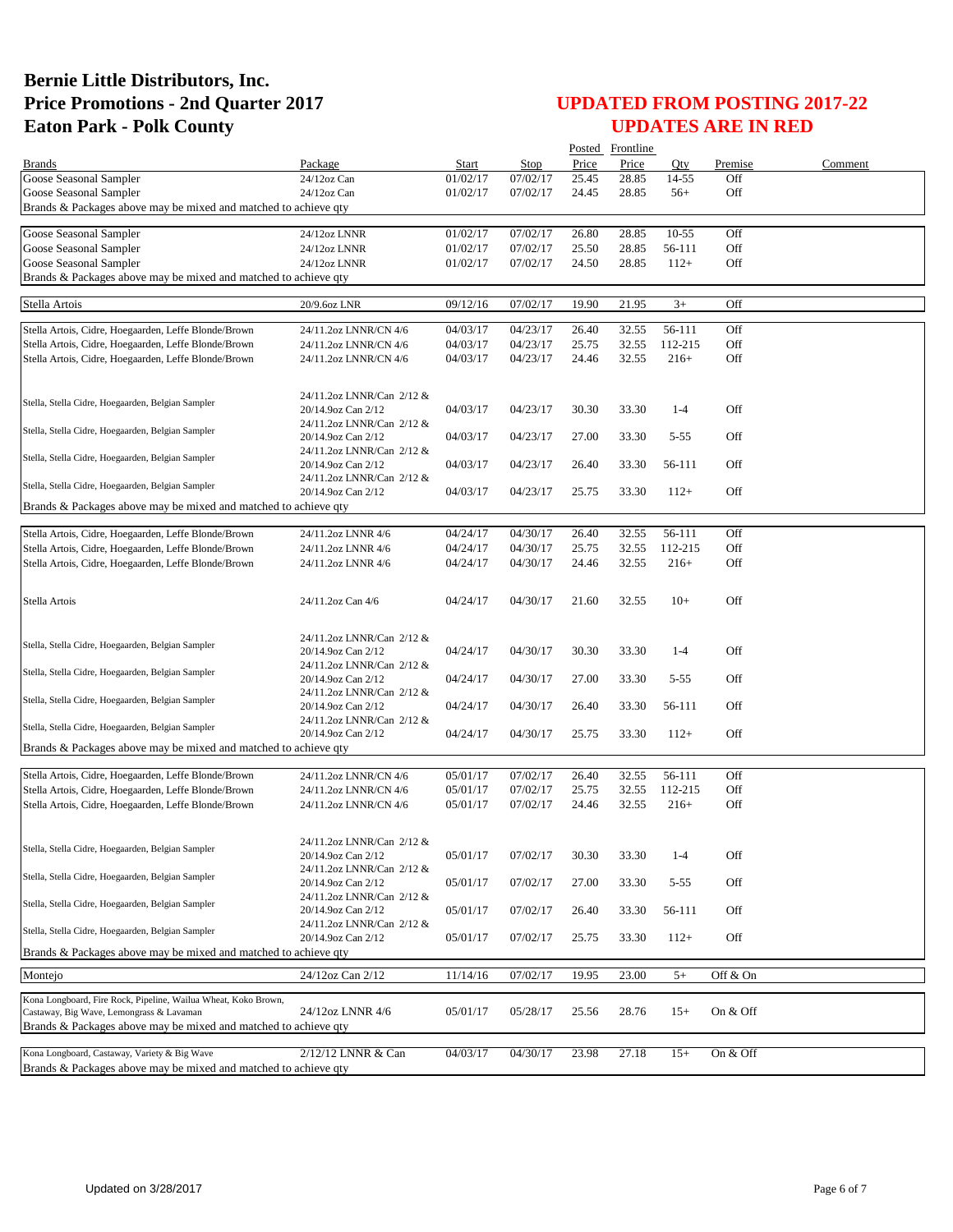# Bernie Little Distributors, Inc.
# Price Promotions - 2nd Quarter 2017
# Eaton Park - Polk County

## UPDATED FROM POSTING 2017-22
## UPDATES ARE IN RED

| Brands | Package | Start | Stop | Posted Price | Frontline Price | Qty | Premise | Comment |
|---|---|---|---|---|---|---|---|---|
| Goose Seasonal Sampler | 24/12oz Can | 01/02/17 | 07/02/17 | 25.45 | 28.85 | 14-55 | Off | |
| Goose Seasonal Sampler | 24/12oz Can | 01/02/17 | 07/02/17 | 24.45 | 28.85 | 56+ | Off | |
| Brands & Packages above may be mixed and matched to achieve qty | | | | | | | | |
| Goose Seasonal Sampler | 24/12oz LNNR | 01/02/17 | 07/02/17 | 26.80 | 28.85 | 10-55 | Off | |
| Goose Seasonal Sampler | 24/12oz LNNR | 01/02/17 | 07/02/17 | 25.50 | 28.85 | 56-111 | Off | |
| Goose Seasonal Sampler | 24/12oz LNNR | 01/02/17 | 07/02/17 | 24.50 | 28.85 | 112+ | Off | |
| Brands & Packages above may be mixed and matched to achieve qty | | | | | | | | |
| Stella Artois | 20/9.6oz LNR | 09/12/16 | 07/02/17 | 19.90 | 21.95 | 3+ | Off | |
| Stella Artois, Cidre, Hoegaarden, Leffe Blonde/Brown | 24/11.2oz LNNR/CN 4/6 | 04/03/17 | 04/23/17 | 26.40 | 32.55 | 56-111 | Off | |
| Stella Artois, Cidre, Hoegaarden, Leffe Blonde/Brown | 24/11.2oz LNNR/CN 4/6 | 04/03/17 | 04/23/17 | 25.75 | 32.55 | 112-215 | Off | |
| Stella Artois, Cidre, Hoegaarden, Leffe Blonde/Brown | 24/11.2oz LNNR/CN 4/6 | 04/03/17 | 04/23/17 | 24.46 | 32.55 | 216+ | Off | |
| Stella, Stella Cidre, Hoegaarden, Belgian Sampler | 24/11.2oz LNNR/Can 2/12 & 20/14.9oz Can 2/12 | 04/03/17 | 04/23/17 | 30.30 | 33.30 | 1-4 | Off | |
| Stella, Stella Cidre, Hoegaarden, Belgian Sampler | 24/11.2oz LNNR/Can 2/12 & 20/14.9oz Can 2/12 | 04/03/17 | 04/23/17 | 27.00 | 33.30 | 5-55 | Off | |
| Stella, Stella Cidre, Hoegaarden, Belgian Sampler | 24/11.2oz LNNR/Can 2/12 & 20/14.9oz Can 2/12 | 04/03/17 | 04/23/17 | 26.40 | 33.30 | 56-111 | Off | |
| Stella, Stella Cidre, Hoegaarden, Belgian Sampler | 24/11.2oz LNNR/Can 2/12 & 20/14.9oz Can 2/12 | 04/03/17 | 04/23/17 | 25.75 | 33.30 | 112+ | Off | |
| Brands & Packages above may be mixed and matched to achieve qty | | | | | | | | |
| Stella Artois, Cidre, Hoegaarden, Leffe Blonde/Brown | 24/11.2oz LNNR 4/6 | 04/24/17 | 04/30/17 | 26.40 | 32.55 | 56-111 | Off | |
| Stella Artois, Cidre, Hoegaarden, Leffe Blonde/Brown | 24/11.2oz LNNR 4/6 | 04/24/17 | 04/30/17 | 25.75 | 32.55 | 112-215 | Off | |
| Stella Artois, Cidre, Hoegaarden, Leffe Blonde/Brown | 24/11.2oz LNNR 4/6 | 04/24/17 | 04/30/17 | 24.46 | 32.55 | 216+ | Off | |
| Stella Artois | 24/11.2oz Can 4/6 | 04/24/17 | 04/30/17 | 21.60 | 32.55 | 10+ | Off | |
| Stella, Stella Cidre, Hoegaarden, Belgian Sampler | 24/11.2oz LNNR/Can 2/12 & 20/14.9oz Can 2/12 | 04/24/17 | 04/30/17 | 30.30 | 33.30 | 1-4 | Off | |
| Stella, Stella Cidre, Hoegaarden, Belgian Sampler | 24/11.2oz LNNR/Can 2/12 & 20/14.9oz Can 2/12 | 04/24/17 | 04/30/17 | 27.00 | 33.30 | 5-55 | Off | |
| Stella, Stella Cidre, Hoegaarden, Belgian Sampler | 24/11.2oz LNNR/Can 2/12 & 20/14.9oz Can 2/12 | 04/24/17 | 04/30/17 | 26.40 | 33.30 | 56-111 | Off | |
| Stella, Stella Cidre, Hoegaarden, Belgian Sampler | 24/11.2oz LNNR/Can 2/12 & 20/14.9oz Can 2/12 | 04/24/17 | 04/30/17 | 25.75 | 33.30 | 112+ | Off | |
| Brands & Packages above may be mixed and matched to achieve qty | | | | | | | | |
| Stella Artois, Cidre, Hoegaarden, Leffe Blonde/Brown | 24/11.2oz LNNR/CN 4/6 | 05/01/17 | 07/02/17 | 26.40 | 32.55 | 56-111 | Off | |
| Stella Artois, Cidre, Hoegaarden, Leffe Blonde/Brown | 24/11.2oz LNNR/CN 4/6 | 05/01/17 | 07/02/17 | 25.75 | 32.55 | 112-215 | Off | |
| Stella Artois, Cidre, Hoegaarden, Leffe Blonde/Brown | 24/11.2oz LNNR/CN 4/6 | 05/01/17 | 07/02/17 | 24.46 | 32.55 | 216+ | Off | |
| Stella, Stella Cidre, Hoegaarden, Belgian Sampler | 24/11.2oz LNNR/Can 2/12 & 20/14.9oz Can 2/12 | 05/01/17 | 07/02/17 | 30.30 | 33.30 | 1-4 | Off | |
| Stella, Stella Cidre, Hoegaarden, Belgian Sampler | 24/11.2oz LNNR/Can 2/12 & 20/14.9oz Can 2/12 | 05/01/17 | 07/02/17 | 27.00 | 33.30 | 5-55 | Off | |
| Stella, Stella Cidre, Hoegaarden, Belgian Sampler | 24/11.2oz LNNR/Can 2/12 & 20/14.9oz Can 2/12 | 05/01/17 | 07/02/17 | 26.40 | 33.30 | 56-111 | Off | |
| Stella, Stella Cidre, Hoegaarden, Belgian Sampler | 24/11.2oz LNNR/Can 2/12 & 20/14.9oz Can 2/12 | 05/01/17 | 07/02/17 | 25.75 | 33.30 | 112+ | Off | |
| Brands & Packages above may be mixed and matched to achieve qty | | | | | | | | |
| Montejo | 24/12oz Can 2/12 | 11/14/16 | 07/02/17 | 19.95 | 23.00 | 5+ | Off & On | |
| Kona Longboard, Fire Rock, Pipeline, Wailua Wheat, Koko Brown, Castaway, Big Wave, Lemongrass & Lavaman | 24/12oz LNNR 4/6 | 05/01/17 | 05/28/17 | 25.56 | 28.76 | 15+ | On & Off | |
| Brands & Packages above may be mixed and matched to achieve qty | | | | | | | | |
| Kona Longboard, Castaway, Variety & Big Wave | 2/12/12 LNNR & Can | 04/03/17 | 04/30/17 | 23.98 | 27.18 | 15+ | On & Off | |
| Brands & Packages above may be mixed and matched to achieve qty | | | | | | | | |

Updated on 3/28/2017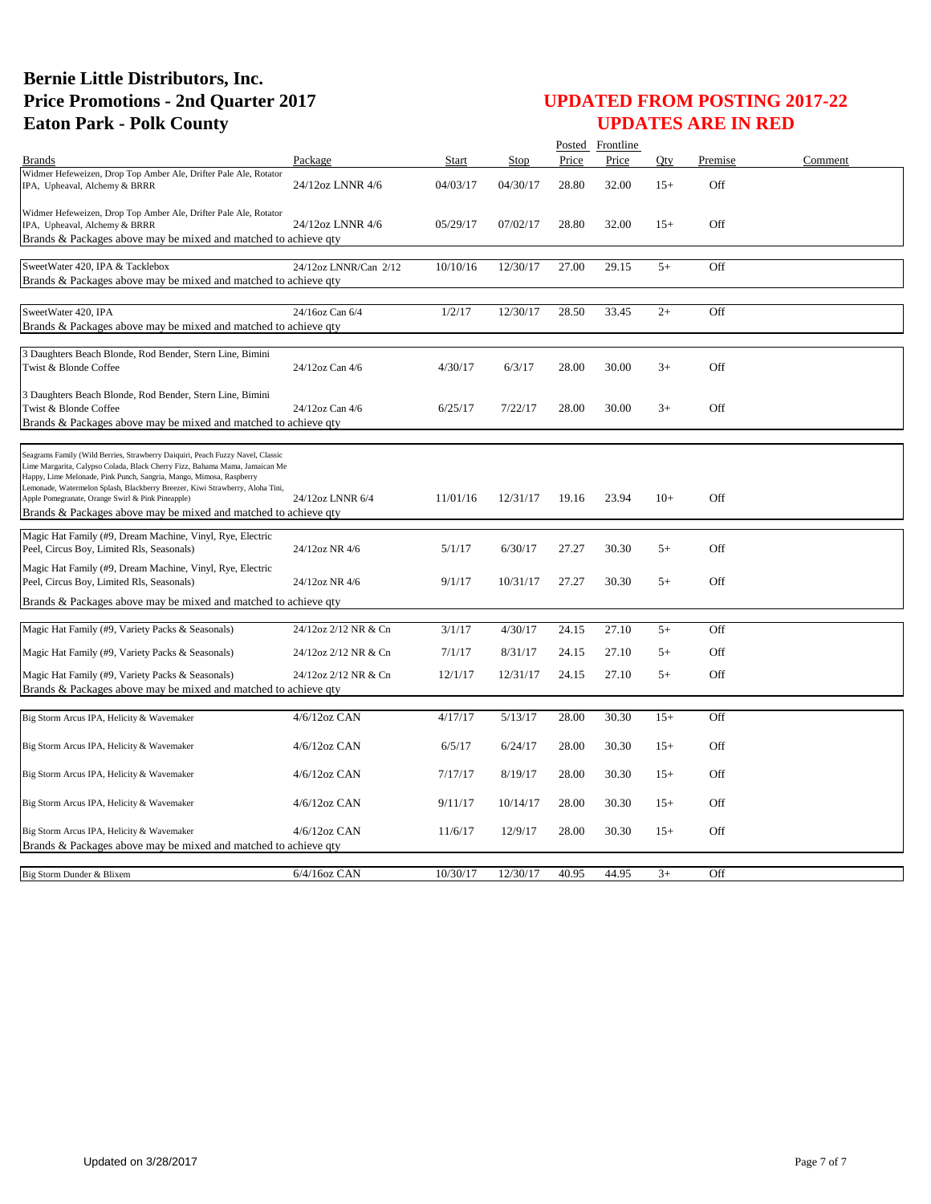# Bernie Little Distributors, Inc.
# Price Promotions - 2nd Quarter 2017
# Eaton Park - Polk County

## UPDATED FROM POSTING 2017-22
## UPDATES ARE IN RED

| Brands | Package | Start | Stop | Posted Price | Frontline Price | Qty | Premise | Comment |
|---|---|---|---|---|---|---|---|---|
| Widmer Hefeweizen, Drop Top Amber Ale, Drifter Pale Ale, Rotator IPA, Upheaval, Alchemy & BRRR | 24/12oz LNNR 4/6 | 04/03/17 | 04/30/17 | 28.80 | 32.00 | 15+ | Off | |
| Widmer Hefeweizen, Drop Top Amber Ale, Drifter Pale Ale, Rotator IPA, Upheaval, Alchemy & BRRR | 24/12oz LNNR 4/6 | 05/29/17 | 07/02/17 | 28.80 | 32.00 | 15+ | Off | |
| Brands & Packages above may be mixed and matched to achieve qty | | | | | | | | |
| SweetWater 420, IPA & Tacklebox | 24/12oz LNNR/Can 2/12 | 10/10/16 | 12/30/17 | 27.00 | 29.15 | 5+ | Off | |
| Brands & Packages above may be mixed and matched to achieve qty | | | | | | | | |
| SweetWater 420, IPA | 24/16oz Can 6/4 | 1/2/17 | 12/30/17 | 28.50 | 33.45 | 2+ | Off | |
| Brands & Packages above may be mixed and matched to achieve qty | | | | | | | | |
| 3 Daughters Beach Blonde, Rod Bender, Stern Line, Bimini Twist & Blonde Coffee | 24/12oz Can 4/6 | 4/30/17 | 6/3/17 | 28.00 | 30.00 | 3+ | Off | |
| 3 Daughters Beach Blonde, Rod Bender, Stern Line, Bimini Twist & Blonde Coffee | 24/12oz Can 4/6 | 6/25/17 | 7/22/17 | 28.00 | 30.00 | 3+ | Off | |
| Brands & Packages above may be mixed and matched to achieve qty | | | | | | | | |
| Seagrams Family (Wild Berries, Strawberry Daiquiri, Peach Fuzzy Navel, Classic Lime Margarita, Calypso Colada, Black Cherry Fizz, Bahama Mama, Jamaican Me Happy, Lime Melonade, Pink Punch, Sangria, Mango, Mimosa, Raspberry Lemonade, Watermelon Splash, Blackberry Breezer, Kiwi Strawberry, Aloha Tini, Apple Pomegranate, Orange Swirl & Pink Pineapple) | 24/12oz LNNR 6/4 | 11/01/16 | 12/31/17 | 19.16 | 23.94 | 10+ | Off | |
| Brands & Packages above may be mixed and matched to achieve qty | | | | | | | | |
| Magic Hat Family (#9, Dream Machine, Vinyl, Rye, Electric Peel, Circus Boy, Limited Rls, Seasonals) | 24/12oz NR 4/6 | 5/1/17 | 6/30/17 | 27.27 | 30.30 | 5+ | Off | |
| Magic Hat Family (#9, Dream Machine, Vinyl, Rye, Electric Peel, Circus Boy, Limited Rls, Seasonals) | 24/12oz NR 4/6 | 9/1/17 | 10/31/17 | 27.27 | 30.30 | 5+ | Off | |
| Brands & Packages above may be mixed and matched to achieve qty | | | | | | | | |
| Magic Hat Family (#9, Variety Packs & Seasonals) | 24/12oz 2/12 NR & Cn | 3/1/17 | 4/30/17 | 24.15 | 27.10 | 5+ | Off | |
| Magic Hat Family (#9, Variety Packs & Seasonals) | 24/12oz 2/12 NR & Cn | 7/1/17 | 8/31/17 | 24.15 | 27.10 | 5+ | Off | |
| Magic Hat Family (#9, Variety Packs & Seasonals) | 24/12oz 2/12 NR & Cn | 12/1/17 | 12/31/17 | 24.15 | 27.10 | 5+ | Off | |
| Brands & Packages above may be mixed and matched to achieve qty | | | | | | | | |
| Big Storm Arcus IPA, Helicity & Wavemaker | 4/6/12oz CAN | 4/17/17 | 5/13/17 | 28.00 | 30.30 | 15+ | Off | |
| Big Storm Arcus IPA, Helicity & Wavemaker | 4/6/12oz CAN | 6/5/17 | 6/24/17 | 28.00 | 30.30 | 15+ | Off | |
| Big Storm Arcus IPA, Helicity & Wavemaker | 4/6/12oz CAN | 7/17/17 | 8/19/17 | 28.00 | 30.30 | 15+ | Off | |
| Big Storm Arcus IPA, Helicity & Wavemaker | 4/6/12oz CAN | 9/11/17 | 10/14/17 | 28.00 | 30.30 | 15+ | Off | |
| Big Storm Arcus IPA, Helicity & Wavemaker | 4/6/12oz CAN | 11/6/17 | 12/9/17 | 28.00 | 30.30 | 15+ | Off | |
| Brands & Packages above may be mixed and matched to achieve qty | | | | | | | | |
| Big Storm Dunder & Blixem | 6/4/16oz CAN | 10/30/17 | 12/30/17 | 40.95 | 44.95 | 3+ | Off | |

Updated on 3/28/2017